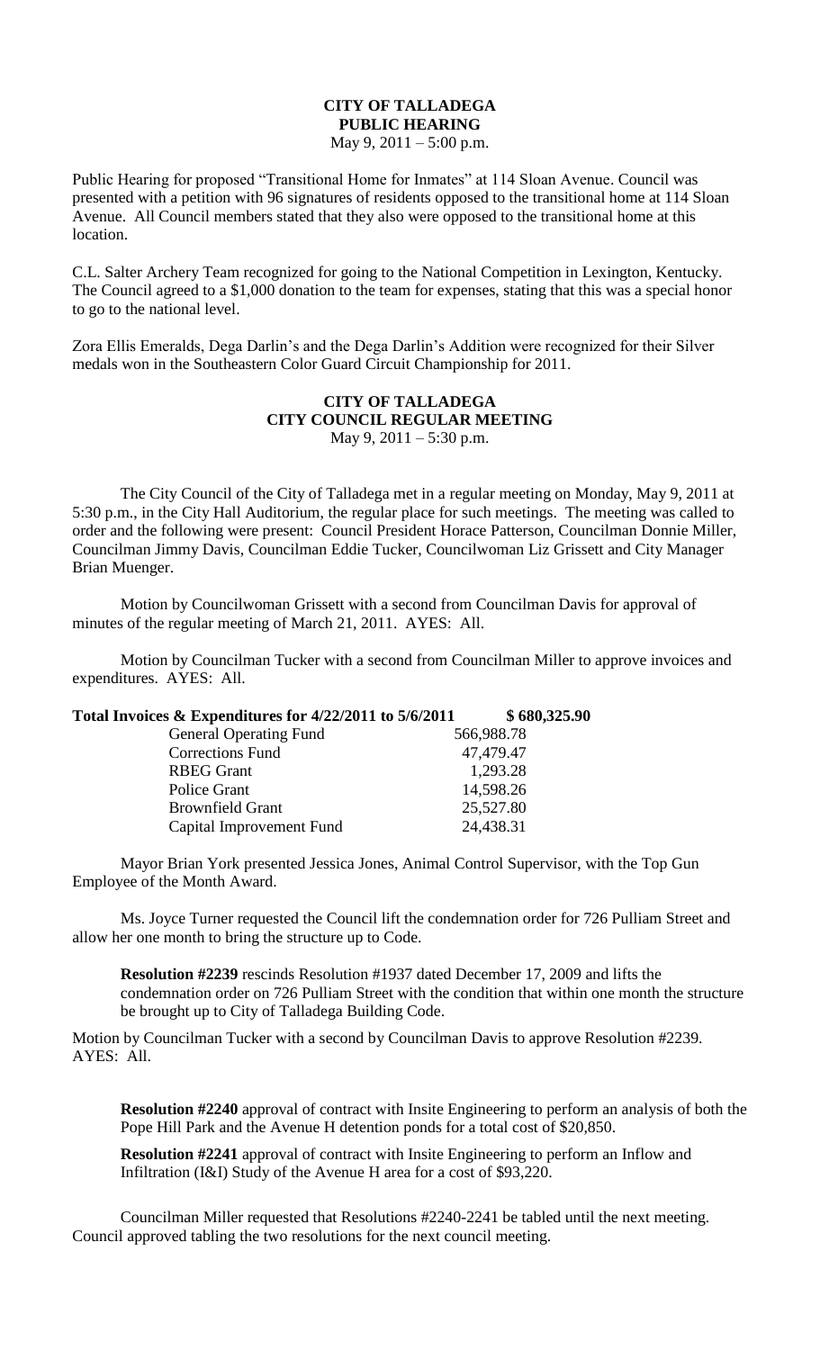# CITY OF TALLADEGA
## PUBLIC HEARING
May 9, 2011 – 5:00 p.m.

Public Hearing for proposed "Transitional Home for Inmates" at 114 Sloan Avenue. Council was presented with a petition with 96 signatures of residents opposed to the transitional home at 114 Sloan Avenue. All Council members stated that they also were opposed to the transitional home at this location.

C.L. Salter Archery Team recognized for going to the National Competition in Lexington, Kentucky. The Council agreed to a $1,000 donation to the team for expenses, stating that this was a special honor to go to the national level.

Zora Ellis Emeralds, Dega Darlin's and the Dega Darlin's Addition were recognized for their Silver medals won in the Southeastern Color Guard Circuit Championship for 2011.

# CITY OF TALLADEGA
## CITY COUNCIL REGULAR MEETING
May 9, 2011 – 5:30 p.m.

The City Council of the City of Talladega met in a regular meeting on Monday, May 9, 2011 at 5:30 p.m., in the City Hall Auditorium, the regular place for such meetings. The meeting was called to order and the following were present: Council President Horace Patterson, Councilman Donnie Miller, Councilman Jimmy Davis, Councilman Eddie Tucker, Councilwoman Liz Grissett and City Manager Brian Muenger.

Motion by Councilwoman Grissett with a second from Councilman Davis for approval of minutes of the regular meeting of March 21, 2011. AYES: All.

Motion by Councilman Tucker with a second from Councilman Miller to approve invoices and expenditures. AYES: All.

| **Total Invoices & Expenditures for 4/22/2011 to 5/6/2011** | | **$ 680,325.90** |
|---|---|---|
| General Operating Fund | 566,988.78 | |
| Corrections Fund | 47,479.47 | |
| RBEG Grant | 1,293.28 | |
| Police Grant | 14,598.26 | |
| Brownfield Grant | 25,527.80 | |
| Capital Improvement Fund | 24,438.31 | |

Mayor Brian York presented Jessica Jones, Animal Control Supervisor, with the Top Gun Employee of the Month Award.

Ms. Joyce Turner requested the Council lift the condemnation order for 726 Pulliam Street and allow her one month to bring the structure up to Code.

**Resolution #2239** rescinds Resolution #1937 dated December 17, 2009 and lifts the condemnation order on 726 Pulliam Street with the condition that within one month the structure be brought up to City of Talladega Building Code.

Motion by Councilman Tucker with a second by Councilman Davis to approve Resolution #2239. AYES: All.

**Resolution #2240** approval of contract with Insite Engineering to perform an analysis of both the Pope Hill Park and the Avenue H detention ponds for a total cost of $20,850.

**Resolution #2241** approval of contract with Insite Engineering to perform an Inflow and Infiltration (I&I) Study of the Avenue H area for a cost of $93,220.

Councilman Miller requested that Resolutions #2240-2241 be tabled until the next meeting. Council approved tabling the two resolutions for the next council meeting.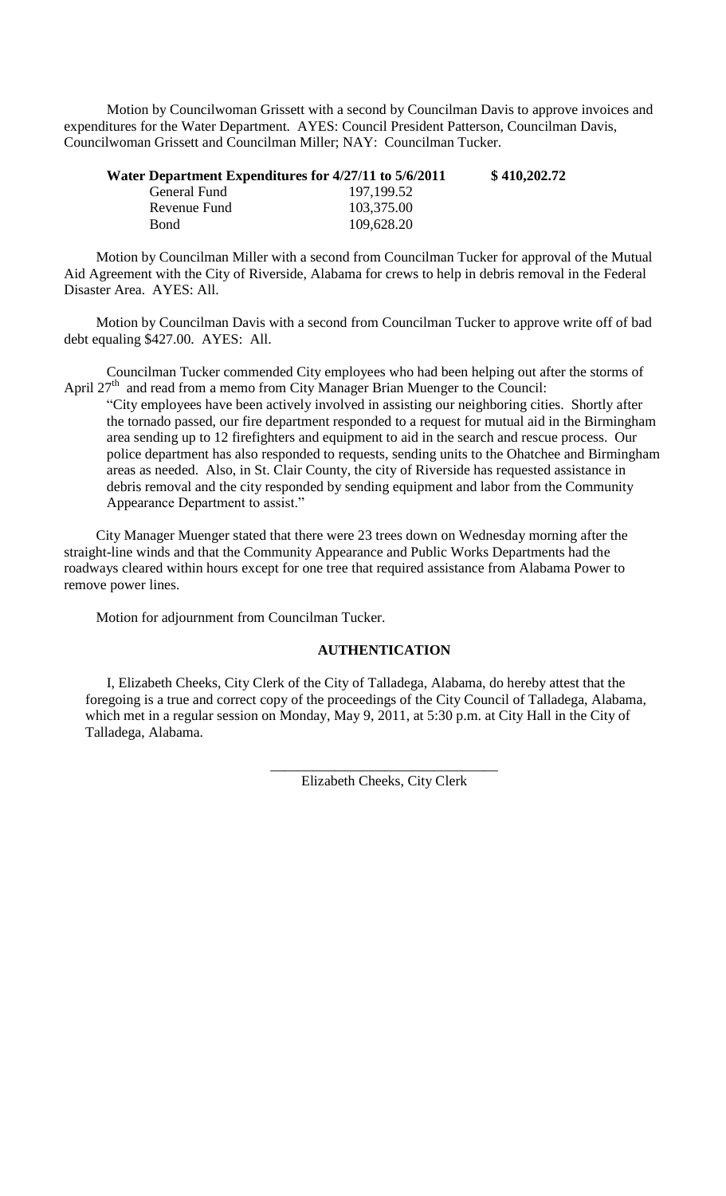Motion by Councilwoman Grissett with a second by Councilman Davis to approve invoices and expenditures for the Water Department. AYES: Council President Patterson, Councilman Davis, Councilwoman Grissett and Councilman Miller; NAY: Councilman Tucker.

| **Water Department Expenditures for 4/27/11 to 5/6/2011** | | **$ 410,202.72** |
|---|---|---|
| General Fund | 197,199.52 | |
| Revenue Fund | 103,375.00 | |
| Bond | 109,628.20 | |

Motion by Councilman Miller with a second from Councilman Tucker for approval of the Mutual Aid Agreement with the City of Riverside, Alabama for crews to help in debris removal in the Federal Disaster Area. AYES: All.

Motion by Councilman Davis with a second from Councilman Tucker to approve write off of bad debt equaling $427.00. AYES: All.

Councilman Tucker commended City employees who had been helping out after the storms of April 27th and read from a memo from City Manager Brian Muenger to the Council:

"City employees have been actively involved in assisting our neighboring cities. Shortly after the tornado passed, our fire department responded to a request for mutual aid in the Birmingham area sending up to 12 firefighters and equipment to aid in the search and rescue process. Our police department has also responded to requests, sending units to the Ohatchee and Birmingham areas as needed. Also, in St. Clair County, the city of Riverside has requested assistance in debris removal and the city responded by sending equipment and labor from the Community Appearance Department to assist."

City Manager Muenger stated that there were 23 trees down on Wednesday morning after the straight-line winds and that the Community Appearance and Public Works Departments had the roadways cleared within hours except for one tree that required assistance from Alabama Power to remove power lines.

Motion for adjournment from Councilman Tucker.

## AUTHENTICATION

I, Elizabeth Cheeks, City Clerk of the City of Talladega, Alabama, do hereby attest that the foregoing is a true and correct copy of the proceedings of the City Council of Talladega, Alabama, which met in a regular session on Monday, May 9, 2011, at 5:30 p.m. at City Hall in the City of Talladega, Alabama.

\_\_\_\_\_\_\_\_\_\_\_\_\_\_\_\_\_\_\_\_\_\_\_\_\_\_\_\_\_\_\_\_

Elizabeth Cheeks, City Clerk